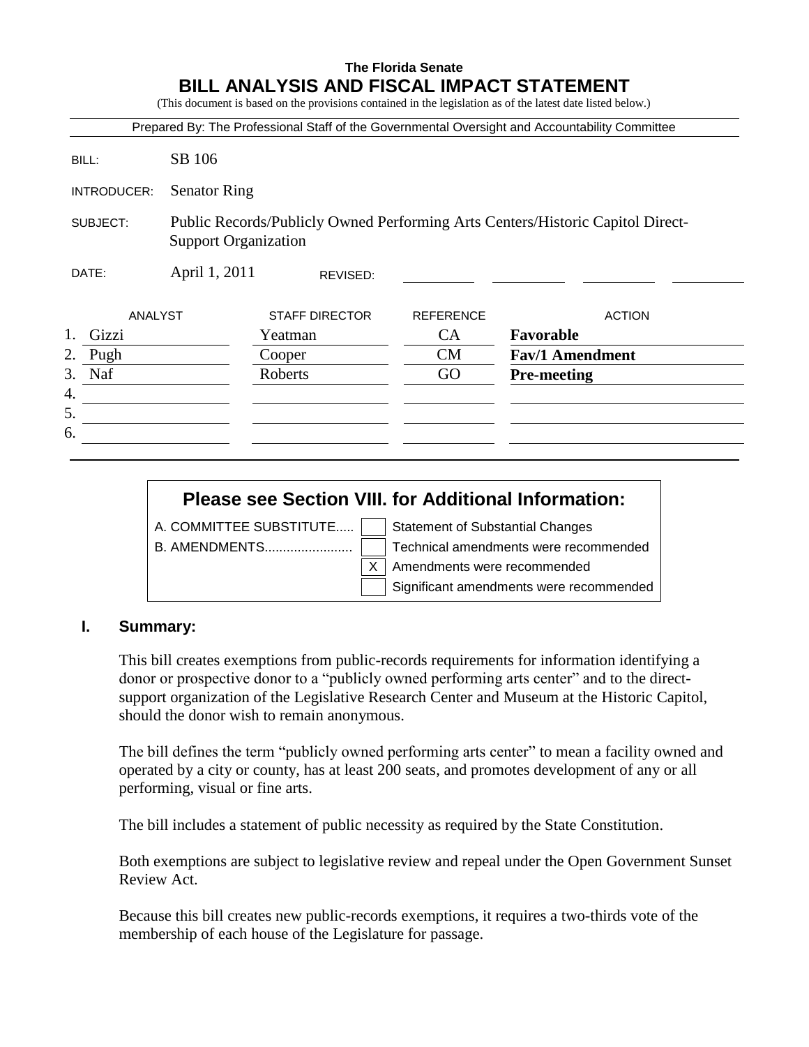**The Florida Senate**

# BILL ANALYSIS AND FISCAL IMPACT STATEMENT

(This document is based on the provisions contained in the legislation as of the latest date listed below.)

Prepared By: The Professional Staff of the Governmental Oversight and Accountability Committee

| | |
|---|---|
| BILL: | SB 106 |
| INTRODUCER: | Senator Ring |
| SUBJECT: | Public Records/Publicly Owned Performing Arts Centers/Historic Capitol Direct-Support Organization |
| DATE: | April 1, 2011 REVISED: |

| | ANALYST | STAFF DIRECTOR | REFERENCE | ACTION |
|---|---|---|---|---|
| 1. | Gizzi | Yeatman | CA | **Favorable** |
| 2. | Pugh | Cooper | CM | **Fav/1 Amendment** |
| 3. | Naf | Roberts | GO | **Pre-meeting** |
| 4. | | | | |
| 5. | | | | |
| 6. | | | | |

## Please see Section VIII. for Additional Information:

| | | |
|---|---|---|
| A. COMMITTEE SUBSTITUTE..... | [ ] | Statement of Substantial Changes |
| B. AMENDMENTS........................ | [ ] | Technical amendments were recommended |
| | [X] | Amendments were recommended |
| | [ ] | Significant amendments were recommended |

## I. Summary:

This bill creates exemptions from public-records requirements for information identifying a donor or prospective donor to a "publicly owned performing arts center" and to the direct-support organization of the Legislative Research Center and Museum at the Historic Capitol, should the donor wish to remain anonymous.

The bill defines the term "publicly owned performing arts center" to mean a facility owned and operated by a city or county, has at least 200 seats, and promotes development of any or all performing, visual or fine arts.

The bill includes a statement of public necessity as required by the State Constitution.

Both exemptions are subject to legislative review and repeal under the Open Government Sunset Review Act.

Because this bill creates new public-records exemptions, it requires a two-thirds vote of the membership of each house of the Legislature for passage.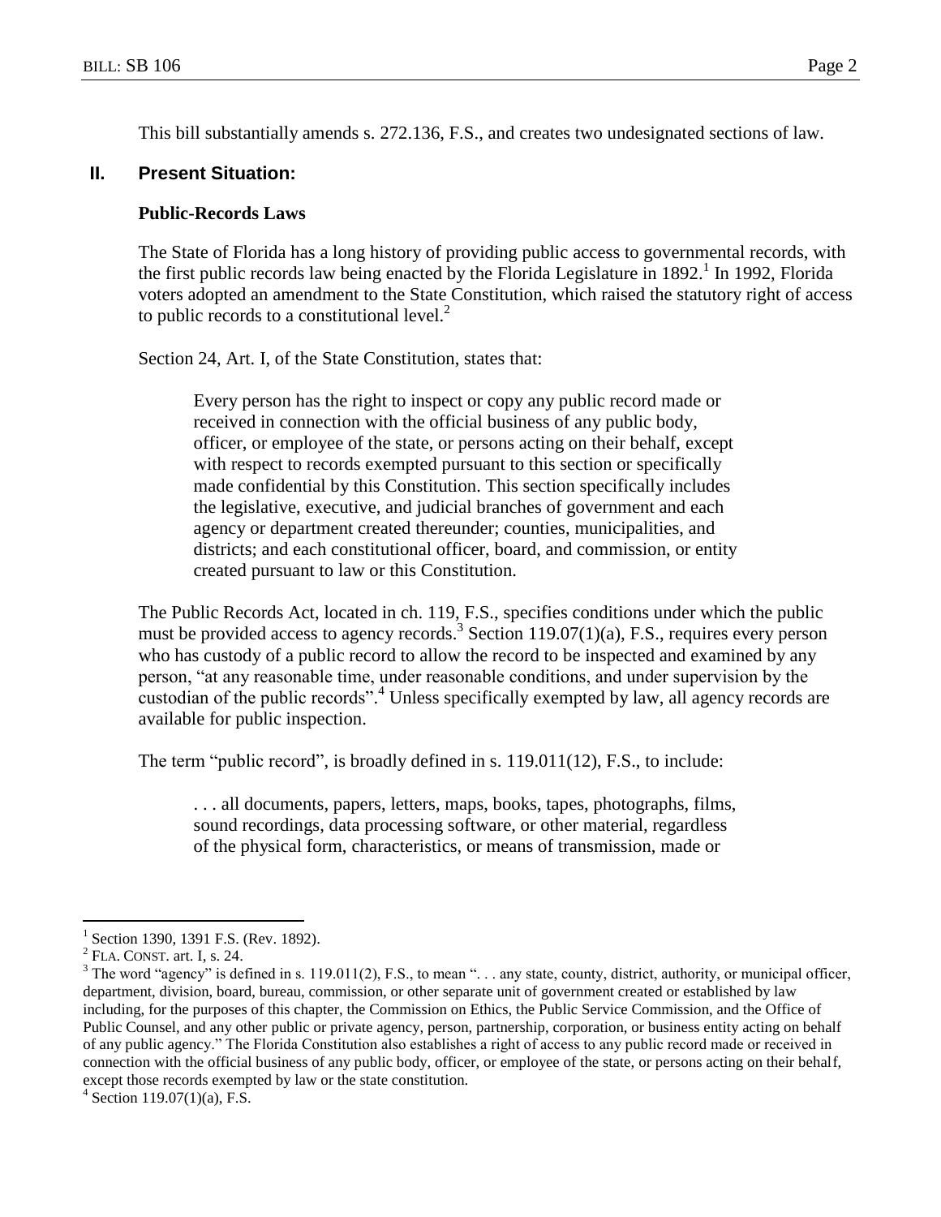This bill substantially amends s. 272.136, F.S., and creates two undesignated sections of law.

## II. Present Situation:

### Public-Records Laws

The State of Florida has a long history of providing public access to governmental records, with the first public records law being enacted by the Florida Legislature in 1892.[1] In 1992, Florida voters adopted an amendment to the State Constitution, which raised the statutory right of access to public records to a constitutional level.[2]

Section 24, Art. I, of the State Constitution, states that:

> Every person has the right to inspect or copy any public record made or received in connection with the official business of any public body, officer, or employee of the state, or persons acting on their behalf, except with respect to records exempted pursuant to this section or specifically made confidential by this Constitution. This section specifically includes the legislative, executive, and judicial branches of government and each agency or department created thereunder; counties, municipalities, and districts; and each constitutional officer, board, and commission, or entity created pursuant to law or this Constitution.

The Public Records Act, located in ch. 119, F.S., specifies conditions under which the public must be provided access to agency records.[3] Section 119.07(1)(a), F.S., requires every person who has custody of a public record to allow the record to be inspected and examined by any person, "at any reasonable time, under reasonable conditions, and under supervision by the custodian of the public records".[4] Unless specifically exempted by law, all agency records are available for public inspection.

The term "public record", is broadly defined in s. 119.011(12), F.S., to include:

> . . . all documents, papers, letters, maps, books, tapes, photographs, films, sound recordings, data processing software, or other material, regardless of the physical form, characteristics, or means of transmission, made or

---

[1] Section 1390, 1391 F.S. (Rev. 1892).

[2] FLA. CONST. art. I, s. 24.

[3] The word "agency" is defined in s. 119.011(2), F.S., to mean ". . . any state, county, district, authority, or municipal officer, department, division, board, bureau, commission, or other separate unit of government created or established by law including, for the purposes of this chapter, the Commission on Ethics, the Public Service Commission, and the Office of Public Counsel, and any other public or private agency, person, partnership, corporation, or business entity acting on behalf of any public agency." The Florida Constitution also establishes a right of access to any public record made or received in connection with the official business of any public body, officer, or employee of the state, or persons acting on their behalf, except those records exempted by law or the state constitution.

[4] Section 119.07(1)(a), F.S.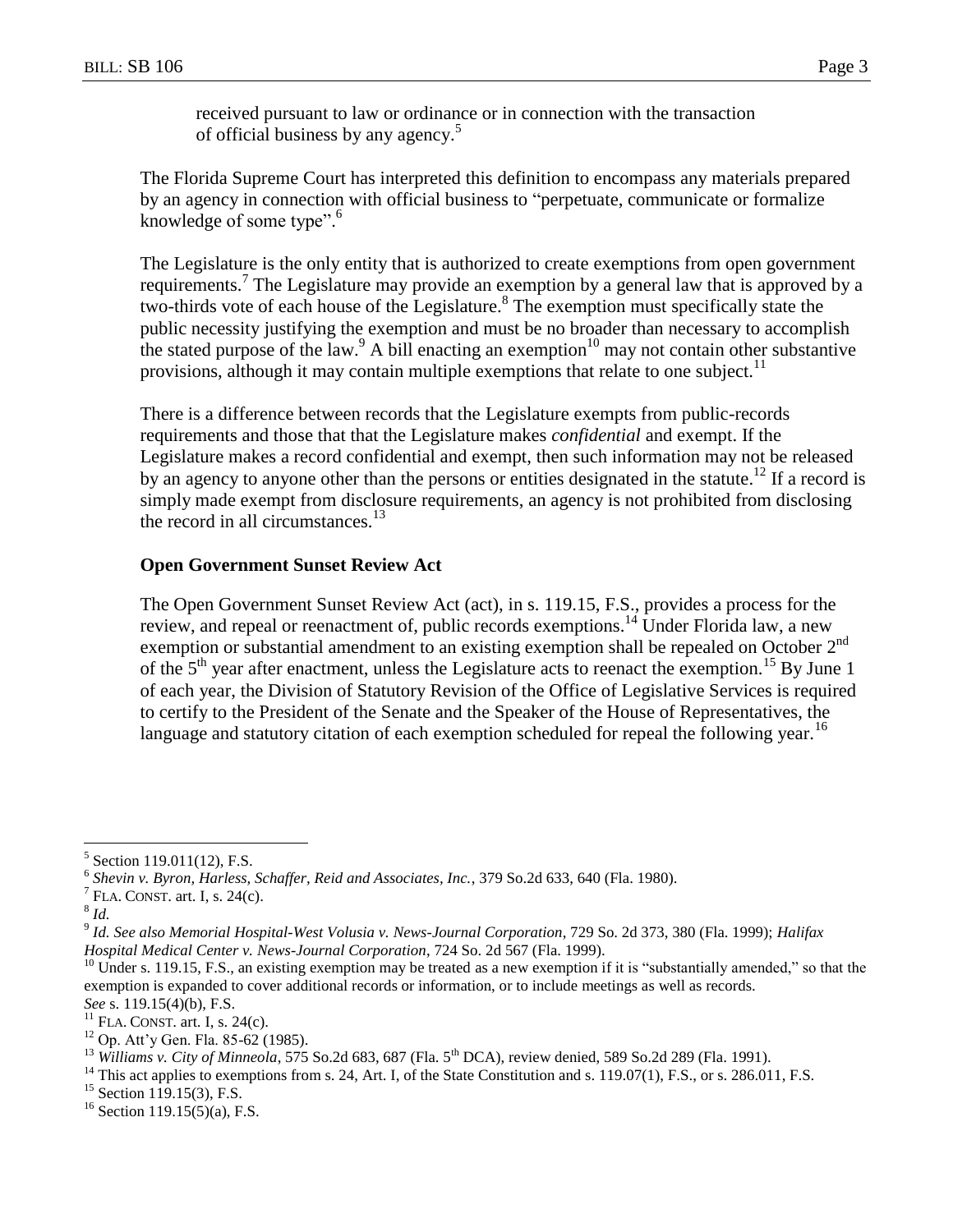received pursuant to law or ordinance or in connection with the transaction of official business by any agency.[5]

The Florida Supreme Court has interpreted this definition to encompass any materials prepared by an agency in connection with official business to "perpetuate, communicate or formalize knowledge of some type".[6]

The Legislature is the only entity that is authorized to create exemptions from open government requirements.[7] The Legislature may provide an exemption by a general law that is approved by a two-thirds vote of each house of the Legislature.[8] The exemption must specifically state the public necessity justifying the exemption and must be no broader than necessary to accomplish the stated purpose of the law.[9] A bill enacting an exemption[10] may not contain other substantive provisions, although it may contain multiple exemptions that relate to one subject.[11]

There is a difference between records that the Legislature exempts from public-records requirements and those that that the Legislature makes *confidential* and exempt. If the Legislature makes a record confidential and exempt, then such information may not be released by an agency to anyone other than the persons or entities designated in the statute.[12] If a record is simply made exempt from disclosure requirements, an agency is not prohibited from disclosing the record in all circumstances.[13]

**Open Government Sunset Review Act**

The Open Government Sunset Review Act (act), in s. 119.15, F.S., provides a process for the review, and repeal or reenactment of, public records exemptions.[14] Under Florida law, a new exemption or substantial amendment to an existing exemption shall be repealed on October 2nd of the 5th year after enactment, unless the Legislature acts to reenact the exemption.[15] By June 1 of each year, the Division of Statutory Revision of the Office of Legislative Services is required to certify to the President of the Senate and the Speaker of the House of Representatives, the language and statutory citation of each exemption scheduled for repeal the following year.[16]

---

[5] Section 119.011(12), F.S.

[6] *Shevin v. Byron, Harless, Schaffer, Reid and Associates, Inc.*, 379 So.2d 633, 640 (Fla. 1980).

[7] FLA. CONST. art. I, s. 24(c).

[8] *Id.*

[9] *Id. See also Memorial Hospital-West Volusia v. News-Journal Corporation*, 729 So. 2d 373, 380 (Fla. 1999); *Halifax Hospital Medical Center v. News-Journal Corporation*, 724 So. 2d 567 (Fla. 1999).

[10] Under s. 119.15, F.S., an existing exemption may be treated as a new exemption if it is "substantially amended," so that the exemption is expanded to cover additional records or information, or to include meetings as well as records. *See* s. 119.15(4)(b), F.S.

[11] FLA. CONST. art. I, s. 24(c).

[12] Op. Att'y Gen. Fla. 85-62 (1985).

[13] *Williams v. City of Minneola*, 575 So.2d 683, 687 (Fla. 5th DCA), review denied, 589 So.2d 289 (Fla. 1991).

[14] This act applies to exemptions from s. 24, Art. I, of the State Constitution and s. 119.07(1), F.S., or s. 286.011, F.S.

[15] Section 119.15(3), F.S.

[16] Section 119.15(5)(a), F.S.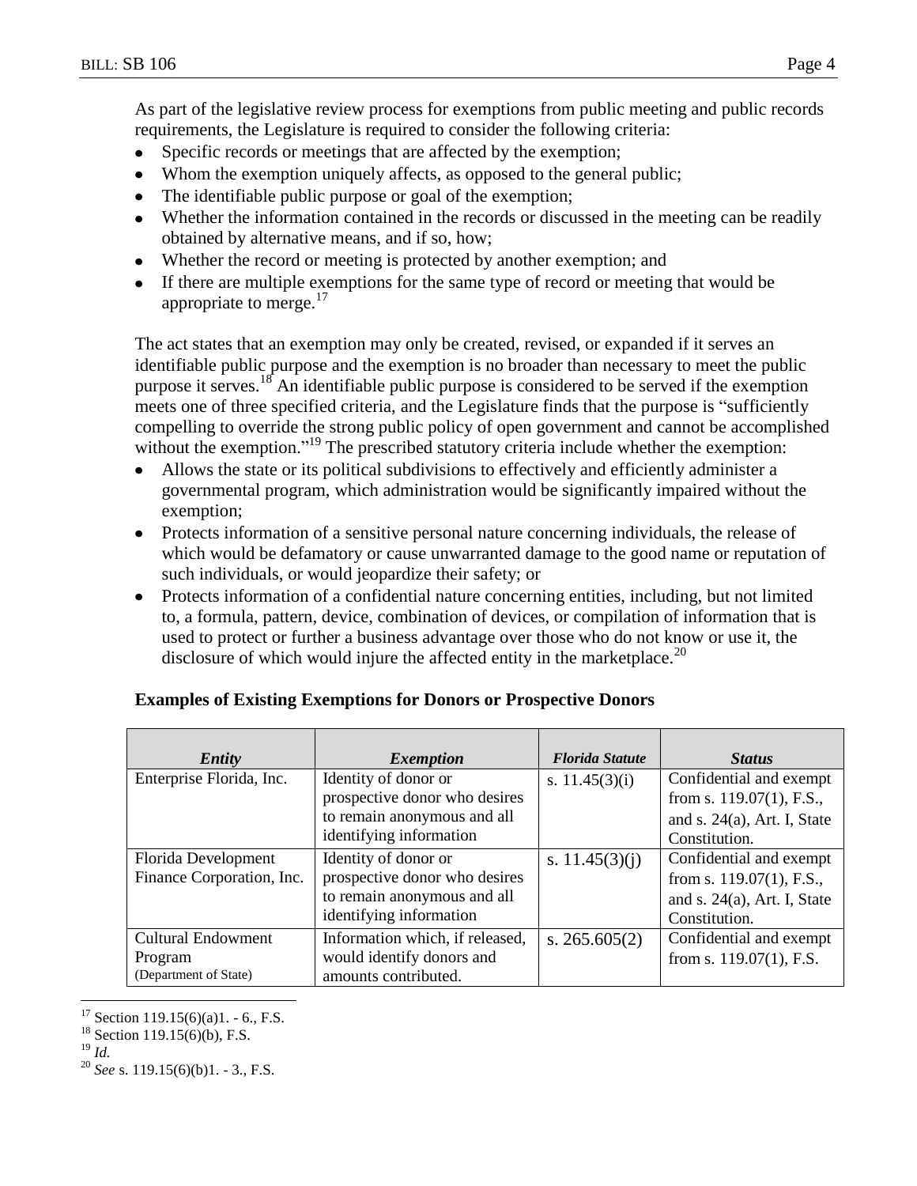As part of the legislative review process for exemptions from public meeting and public records requirements, the Legislature is required to consider the following criteria:

- Specific records or meetings that are affected by the exemption;
- Whom the exemption uniquely affects, as opposed to the general public;
- The identifiable public purpose or goal of the exemption;
- Whether the information contained in the records or discussed in the meeting can be readily obtained by alternative means, and if so, how;
- Whether the record or meeting is protected by another exemption; and
- If there are multiple exemptions for the same type of record or meeting that would be appropriate to merge.[17]

The act states that an exemption may only be created, revised, or expanded if it serves an identifiable public purpose and the exemption is no broader than necessary to meet the public purpose it serves.[18] An identifiable public purpose is considered to be served if the exemption meets one of three specified criteria, and the Legislature finds that the purpose is "sufficiently compelling to override the strong public policy of open government and cannot be accomplished without the exemption."[19] The prescribed statutory criteria include whether the exemption:

- Allows the state or its political subdivisions to effectively and efficiently administer a governmental program, which administration would be significantly impaired without the exemption;
- Protects information of a sensitive personal nature concerning individuals, the release of which would be defamatory or cause unwarranted damage to the good name or reputation of such individuals, or would jeopardize their safety; or
- Protects information of a confidential nature concerning entities, including, but not limited to, a formula, pattern, device, combination of devices, or compilation of information that is used to protect or further a business advantage over those who do not know or use it, the disclosure of which would injure the affected entity in the marketplace.[20]

**Examples of Existing Exemptions for Donors or Prospective Donors**

| ***Entity*** | ***Exemption*** | ***Florida Statute*** | ***Status*** |
|---|---|---|---|
| Enterprise Florida, Inc. | Identity of donor or prospective donor who desires to remain anonymous and all identifying information | s. 11.45(3)(i) | Confidential and exempt from s. 119.07(1), F.S., and s. 24(a), Art. I, State Constitution. |
| Florida Development Finance Corporation, Inc. | Identity of donor or prospective donor who desires to remain anonymous and all identifying information | s. 11.45(3)(j) | Confidential and exempt from s. 119.07(1), F.S., and s. 24(a), Art. I, State Constitution. |
| Cultural Endowment Program (Department of State) | Information which, if released, would identify donors and amounts contributed. | s. 265.605(2) | Confidential and exempt from s. 119.07(1), F.S. |

[17] Section 119.15(6)(a)1. - 6., F.S.

[18] Section 119.15(6)(b), F.S.

[19] *Id.*

[20] *See* s. 119.15(6)(b)1. - 3., F.S.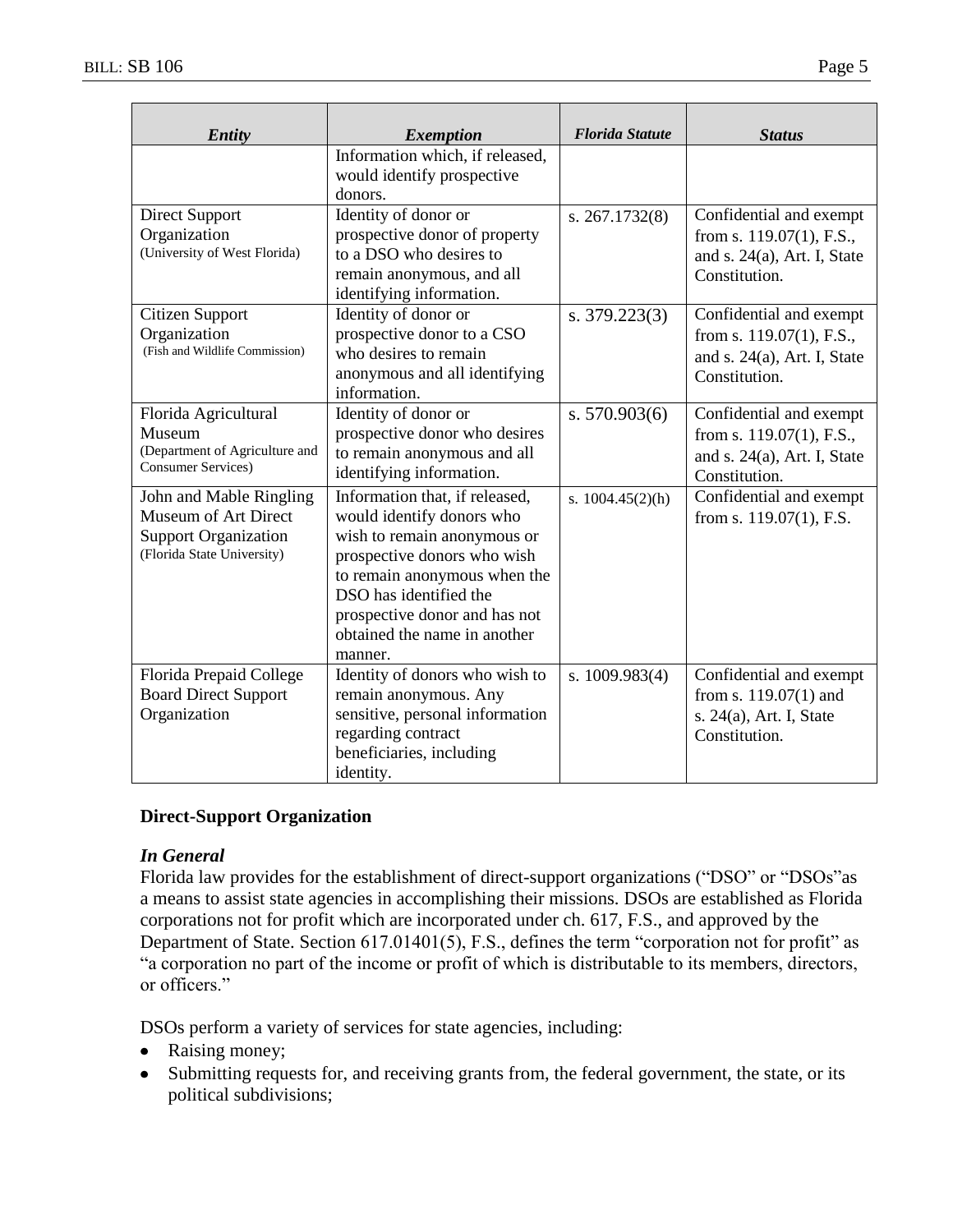| *Entity* | *Exemption* | *Florida Statute* | *Status* |
|---|---|---|---|
| | Information which, if released, would identify prospective donors. | | |
| Direct Support Organization (University of West Florida) | Identity of donor or prospective donor of property to a DSO who desires to remain anonymous, and all identifying information. | s. 267.1732(8) | Confidential and exempt from s. 119.07(1), F.S., and s. 24(a), Art. I, State Constitution. |
| Citizen Support Organization (Fish and Wildlife Commission) | Identity of donor or prospective donor to a CSO who desires to remain anonymous and all identifying information. | s. 379.223(3) | Confidential and exempt from s. 119.07(1), F.S., and s. 24(a), Art. I, State Constitution. |
| Florida Agricultural Museum (Department of Agriculture and Consumer Services) | Identity of donor or prospective donor who desires to remain anonymous and all identifying information. | s. 570.903(6) | Confidential and exempt from s. 119.07(1), F.S., and s. 24(a), Art. I, State Constitution. |
| John and Mable Ringling Museum of Art Direct Support Organization (Florida State University) | Information that, if released, would identify donors who wish to remain anonymous or prospective donors who wish to remain anonymous when the DSO has identified the prospective donor and has not obtained the name in another manner. | s. 1004.45(2)(h) | Confidential and exempt from s. 119.07(1), F.S. |
| Florida Prepaid College Board Direct Support Organization | Identity of donors who wish to remain anonymous. Any sensitive, personal information regarding contract beneficiaries, including identity. | s. 1009.983(4) | Confidential and exempt from s. 119.07(1) and s. 24(a), Art. I, State Constitution. |

**Direct-Support Organization**

***In General***

Florida law provides for the establishment of direct-support organizations ("DSO" or "DSOs"as a means to assist state agencies in accomplishing their missions. DSOs are established as Florida corporations not for profit which are incorporated under ch. 617, F.S., and approved by the Department of State. Section 617.01401(5), F.S., defines the term "corporation not for profit" as "a corporation no part of the income or profit of which is distributable to its members, directors, or officers."

DSOs perform a variety of services for state agencies, including:

- Raising money;
- Submitting requests for, and receiving grants from, the federal government, the state, or its political subdivisions;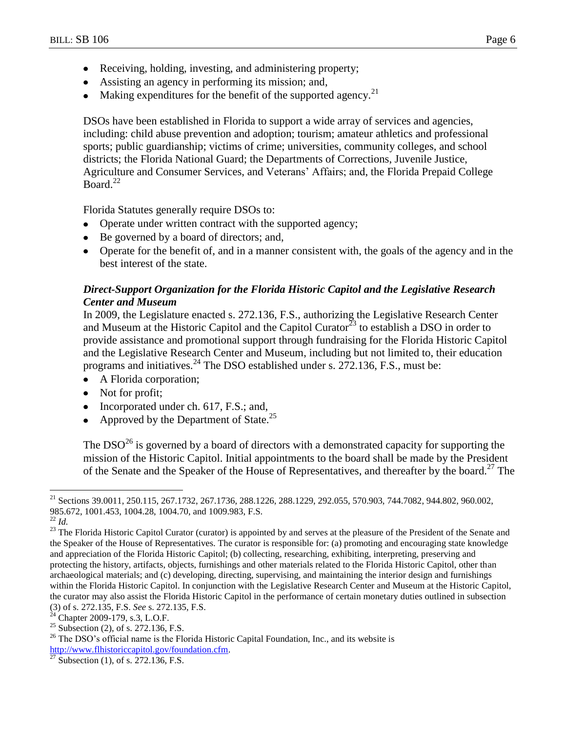- Receiving, holding, investing, and administering property;
- Assisting an agency in performing its mission; and,
- Making expenditures for the benefit of the supported agency.[21]

DSOs have been established in Florida to support a wide array of services and agencies, including: child abuse prevention and adoption; tourism; amateur athletics and professional sports; public guardianship; victims of crime; universities, community colleges, and school districts; the Florida National Guard; the Departments of Corrections, Juvenile Justice, Agriculture and Consumer Services, and Veterans' Affairs; and, the Florida Prepaid College Board.[22]

Florida Statutes generally require DSOs to:

- Operate under written contract with the supported agency;
- Be governed by a board of directors; and,
- Operate for the benefit of, and in a manner consistent with, the goals of the agency and in the best interest of the state.

***Direct-Support Organization for the Florida Historic Capitol and the Legislative Research Center and Museum***

In 2009, the Legislature enacted s. 272.136, F.S., authorizing the Legislative Research Center and Museum at the Historic Capitol and the Capitol Curator[23] to establish a DSO in order to provide assistance and promotional support through fundraising for the Florida Historic Capitol and the Legislative Research Center and Museum, including but not limited to, their education programs and initiatives.[24] The DSO established under s. 272.136, F.S., must be:

- A Florida corporation;
- Not for profit;
- Incorporated under ch. 617, F.S.; and,
- Approved by the Department of State.[25]

The DSO[26] is governed by a board of directors with a demonstrated capacity for supporting the mission of the Historic Capitol. Initial appointments to the board shall be made by the President of the Senate and the Speaker of the House of Representatives, and thereafter by the board.[27] The

---

[21] Sections 39.0011, 250.115, 267.1732, 267.1736, 288.1226, 288.1229, 292.055, 570.903, 744.7082, 944.802, 960.002, 985.672, 1001.453, 1004.28, 1004.70, and 1009.983, F.S.

[22] *Id.*

[23] The Florida Historic Capitol Curator (curator) is appointed by and serves at the pleasure of the President of the Senate and the Speaker of the House of Representatives. The curator is responsible for: (a) promoting and encouraging state knowledge and appreciation of the Florida Historic Capitol; (b) collecting, researching, exhibiting, interpreting, preserving and protecting the history, artifacts, objects, furnishings and other materials related to the Florida Historic Capitol, other than archaeological materials; and (c) developing, directing, supervising, and maintaining the interior design and furnishings within the Florida Historic Capitol. In conjunction with the Legislative Research Center and Museum at the Historic Capitol, the curator may also assist the Florida Historic Capitol in the performance of certain monetary duties outlined in subsection (3) of s. 272.135, F.S. *See* s. 272.135, F.S.

[24] Chapter 2009-179, s.3, L.O.F.

[25] Subsection (2), of s. 272.136, F.S.

[26] The DSO's official name is the Florida Historic Capital Foundation, Inc., and its website is http://www.flhistoriccapitol.gov/foundation.cfm.

[27] Subsection (1), of s. 272.136, F.S.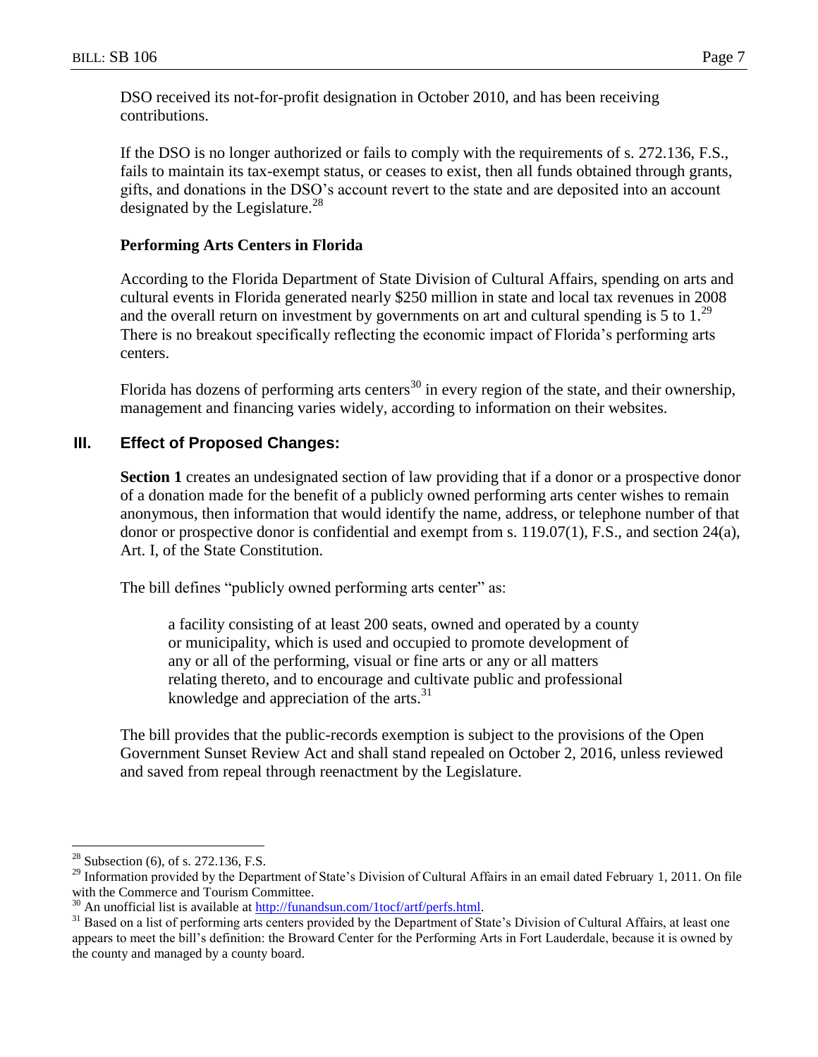DSO received its not-for-profit designation in October 2010, and has been receiving contributions.

If the DSO is no longer authorized or fails to comply with the requirements of s. 272.136, F.S., fails to maintain its tax-exempt status, or ceases to exist, then all funds obtained through grants, gifts, and donations in the DSO's account revert to the state and are deposited into an account designated by the Legislature.[28]

### Performing Arts Centers in Florida

According to the Florida Department of State Division of Cultural Affairs, spending on arts and cultural events in Florida generated nearly $250 million in state and local tax revenues in 2008 and the overall return on investment by governments on art and cultural spending is 5 to 1.[29] There is no breakout specifically reflecting the economic impact of Florida's performing arts centers.

Florida has dozens of performing arts centers[30] in every region of the state, and their ownership, management and financing varies widely, according to information on their websites.

## III. Effect of Proposed Changes:

**Section 1** creates an undesignated section of law providing that if a donor or a prospective donor of a donation made for the benefit of a publicly owned performing arts center wishes to remain anonymous, then information that would identify the name, address, or telephone number of that donor or prospective donor is confidential and exempt from s. 119.07(1), F.S., and section 24(a), Art. I, of the State Constitution.

The bill defines "publicly owned performing arts center" as:

> a facility consisting of at least 200 seats, owned and operated by a county or municipality, which is used and occupied to promote development of any or all of the performing, visual or fine arts or any or all matters relating thereto, and to encourage and cultivate public and professional knowledge and appreciation of the arts.[31]

The bill provides that the public-records exemption is subject to the provisions of the Open Government Sunset Review Act and shall stand repealed on October 2, 2016, unless reviewed and saved from repeal through reenactment by the Legislature.

---

[28] Subsection (6), of s. 272.136, F.S.

[29] Information provided by the Department of State's Division of Cultural Affairs in an email dated February 1, 2011. On file with the Commerce and Tourism Committee.

[30] An unofficial list is available at http://funandsun.com/1tocf/artf/perfs.html.

[31] Based on a list of performing arts centers provided by the Department of State's Division of Cultural Affairs, at least one appears to meet the bill's definition: the Broward Center for the Performing Arts in Fort Lauderdale, because it is owned by the county and managed by a county board.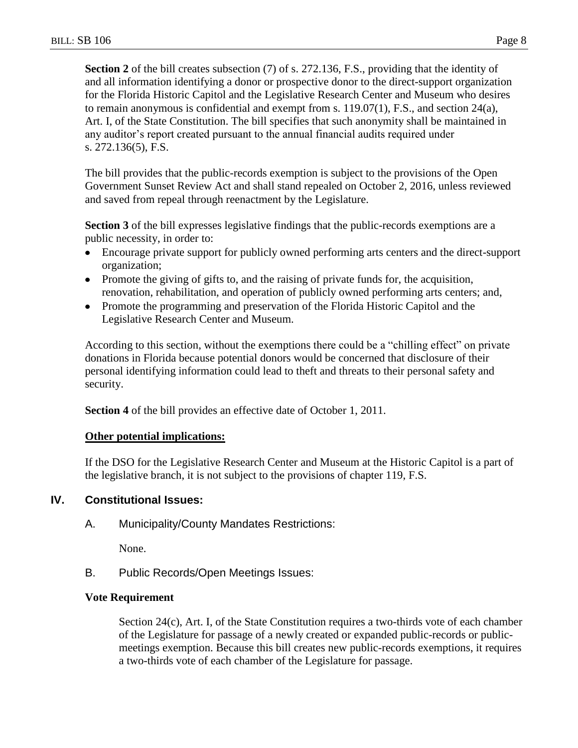**Section 2** of the bill creates subsection (7) of s. 272.136, F.S., providing that the identity of and all information identifying a donor or prospective donor to the direct-support organization for the Florida Historic Capitol and the Legislative Research Center and Museum who desires to remain anonymous is confidential and exempt from s. 119.07(1), F.S., and section 24(a), Art. I, of the State Constitution. The bill specifies that such anonymity shall be maintained in any auditor's report created pursuant to the annual financial audits required under s. 272.136(5), F.S.

The bill provides that the public-records exemption is subject to the provisions of the Open Government Sunset Review Act and shall stand repealed on October 2, 2016, unless reviewed and saved from repeal through reenactment by the Legislature.

**Section 3** of the bill expresses legislative findings that the public-records exemptions are a public necessity, in order to:

- Encourage private support for publicly owned performing arts centers and the direct-support organization;
- Promote the giving of gifts to, and the raising of private funds for, the acquisition, renovation, rehabilitation, and operation of publicly owned performing arts centers; and,
- Promote the programming and preservation of the Florida Historic Capitol and the Legislative Research Center and Museum.

According to this section, without the exemptions there could be a "chilling effect" on private donations in Florida because potential donors would be concerned that disclosure of their personal identifying information could lead to theft and threats to their personal safety and security.

**Section 4** of the bill provides an effective date of October 1, 2011.

**Other potential implications:**

If the DSO for the Legislative Research Center and Museum at the Historic Capitol is a part of the legislative branch, it is not subject to the provisions of chapter 119, F.S.

## IV. Constitutional Issues:

### A. Municipality/County Mandates Restrictions:

None.

### B. Public Records/Open Meetings Issues:

**Vote Requirement**

Section 24(c), Art. I, of the State Constitution requires a two-thirds vote of each chamber of the Legislature for passage of a newly created or expanded public-records or public-meetings exemption. Because this bill creates new public-records exemptions, it requires a two-thirds vote of each chamber of the Legislature for passage.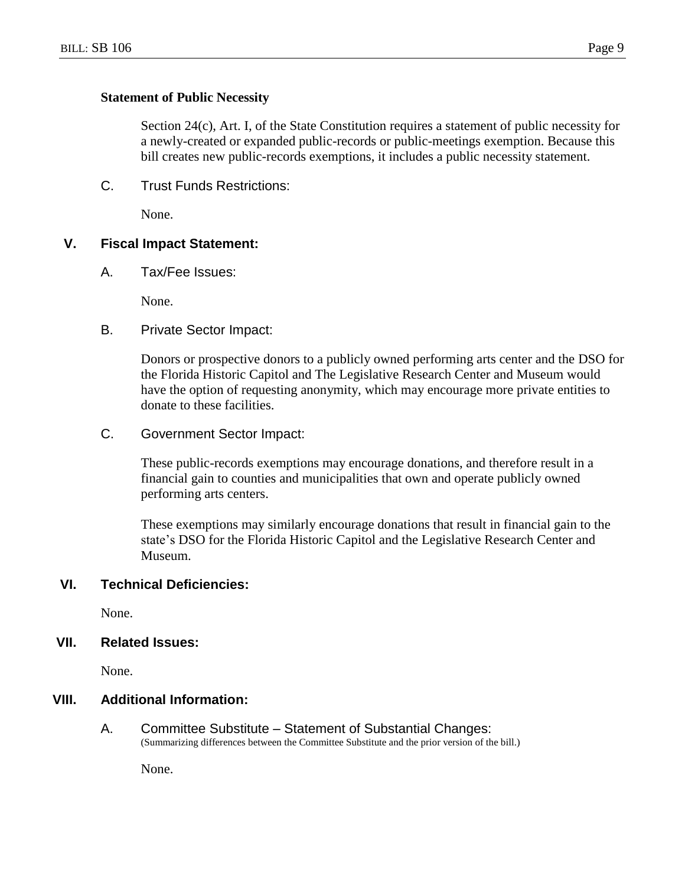**Statement of Public Necessity**

Section 24(c), Art. I, of the State Constitution requires a statement of public necessity for a newly-created or expanded public-records or public-meetings exemption. Because this bill creates new public-records exemptions, it includes a public necessity statement.

C. Trust Funds Restrictions:

None.

## V. Fiscal Impact Statement:

A. Tax/Fee Issues:

None.

B. Private Sector Impact:

Donors or prospective donors to a publicly owned performing arts center and the DSO for the Florida Historic Capitol and The Legislative Research Center and Museum would have the option of requesting anonymity, which may encourage more private entities to donate to these facilities.

C. Government Sector Impact:

These public-records exemptions may encourage donations, and therefore result in a financial gain to counties and municipalities that own and operate publicly owned performing arts centers.

These exemptions may similarly encourage donations that result in financial gain to the state's DSO for the Florida Historic Capitol and the Legislative Research Center and Museum.

## VI. Technical Deficiencies:

None.

## VII. Related Issues:

None.

## VIII. Additional Information:

A. Committee Substitute – Statement of Substantial Changes:
(Summarizing differences between the Committee Substitute and the prior version of the bill.)

None.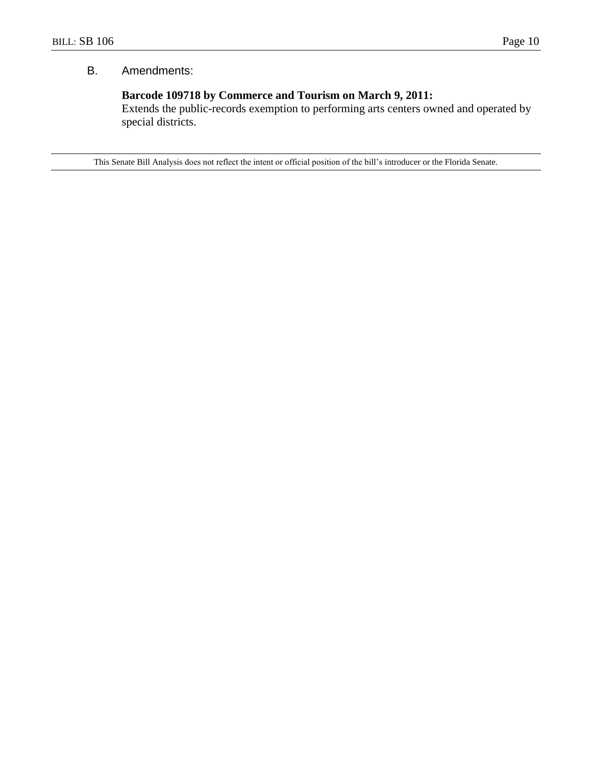B. Amendments:

**Barcode 109718 by Commerce and Tourism on March 9, 2011:**
Extends the public-records exemption to performing arts centers owned and operated by special districts.

---

This Senate Bill Analysis does not reflect the intent or official position of the bill's introducer or the Florida Senate.